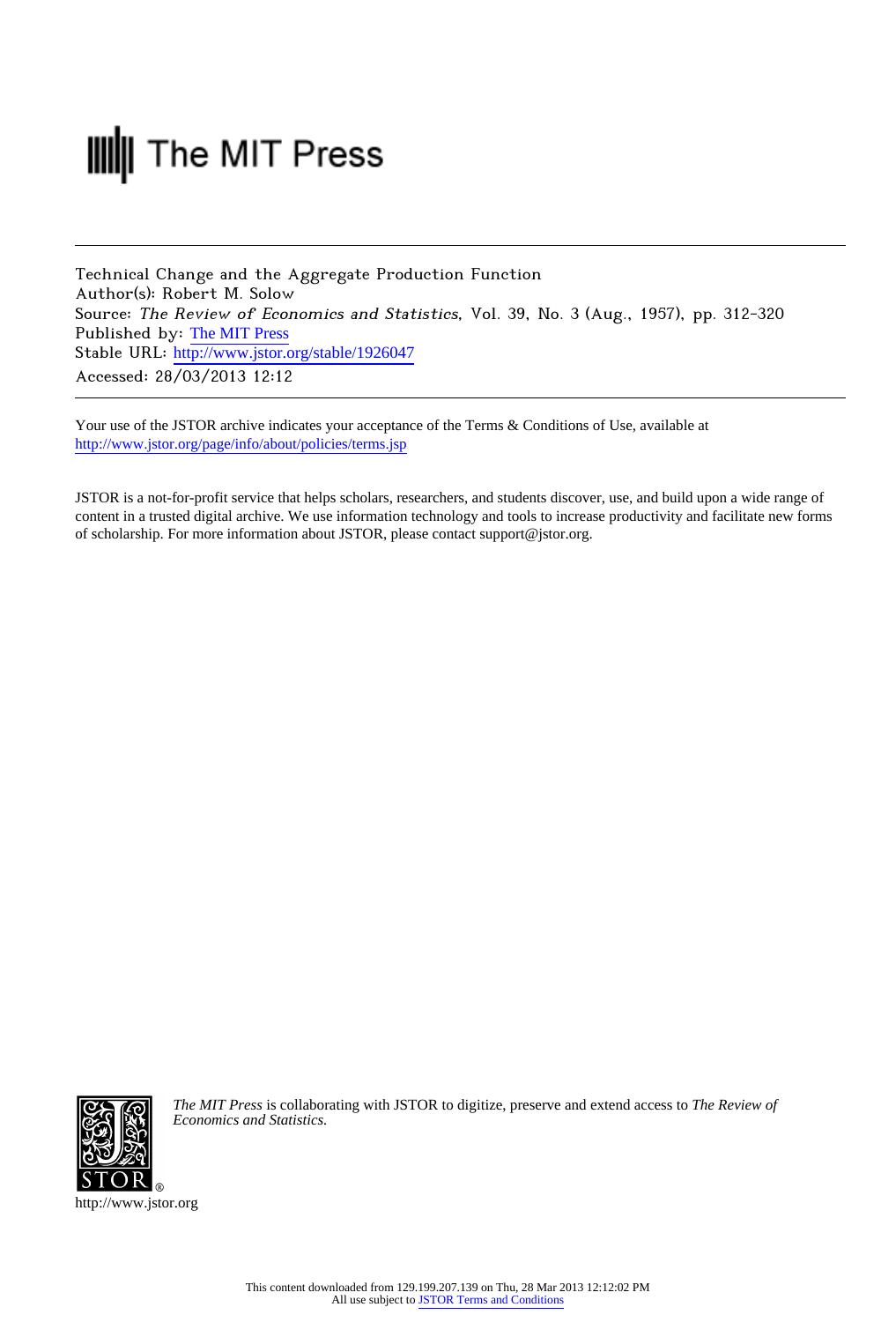The MIT Press

Technical Change and the Aggregate Production Function
Author(s): Robert M. Solow
Source: *The Review of Economics and Statistics*, Vol. 39, No. 3 (Aug., 1957), pp. 312-320
Published by: The MIT Press
Stable URL: http://www.jstor.org/stable/1926047
Accessed: 28/03/2013 12:12

Your use of the JSTOR archive indicates your acceptance of the Terms & Conditions of Use, available at
http://www.jstor.org/page/info/about/policies/terms.jsp

JSTOR is a not-for-profit service that helps scholars, researchers, and students discover, use, and build upon a wide range of content in a trusted digital archive. We use information technology and tools to increase productivity and facilitate new forms of scholarship. For more information about JSTOR, please contact support@jstor.org.

*The MIT Press* is collaborating with JSTOR to digitize, preserve and extend access to *The Review of Economics and Statistics.*

http://www.jstor.org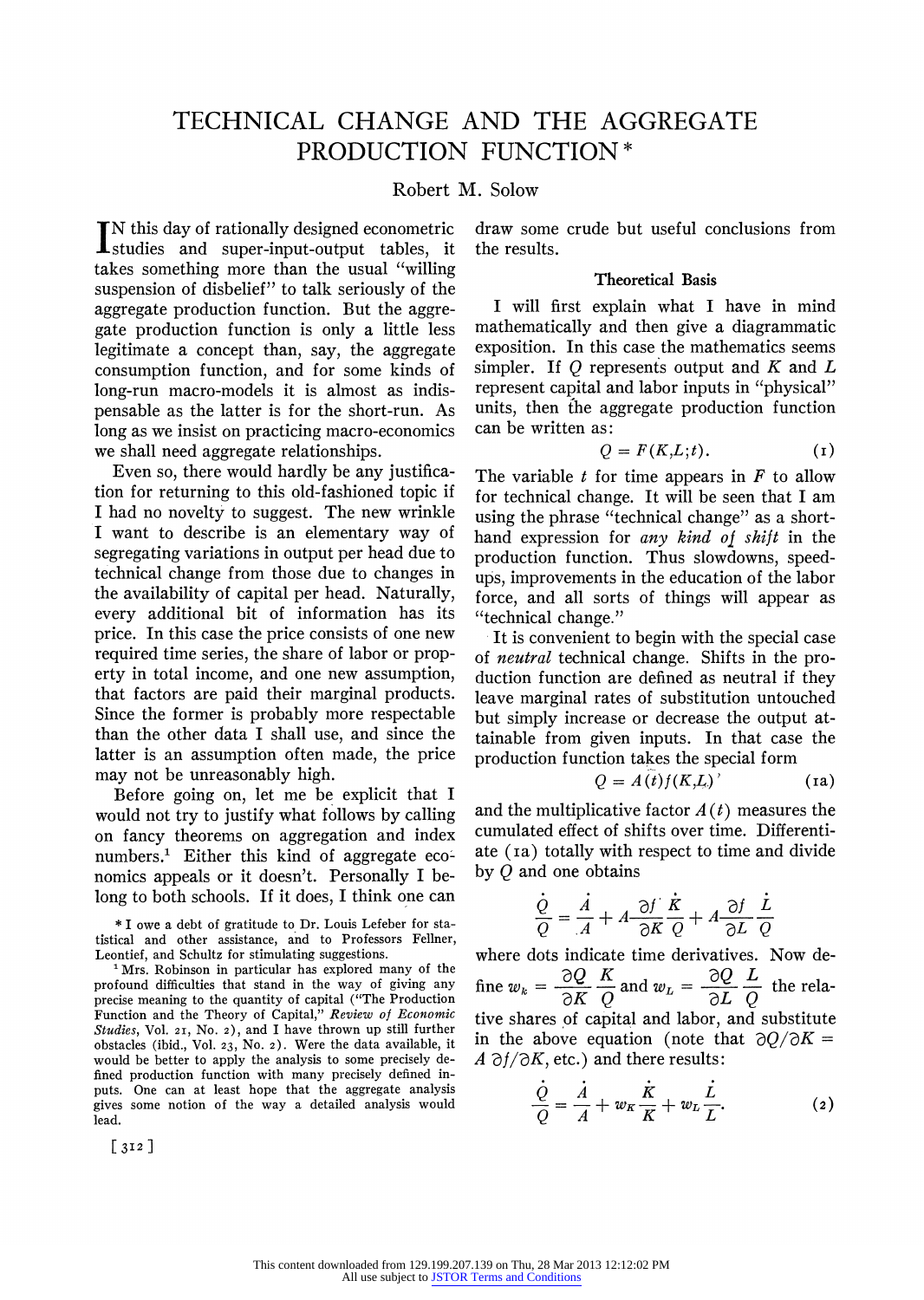# TECHNICAL CHANGE AND THE AGGREGATE PRODUCTION FUNCTION *

Robert M. Solow

IN this day of rationally designed econometric studies and super-input-output tables, it takes something more than the usual "willing suspension of disbelief" to talk seriously of the aggregate production function. But the aggregate production function is only a little less legitimate a concept than, say, the aggregate consumption function, and for some kinds of long-run macro-models it is almost as indispensable as the latter is for the short-run. As long as we insist on practicing macro-economics we shall need aggregate relationships.

Even so, there would hardly be any justification for returning to this old-fashioned topic if I had no novelty to suggest. The new wrinkle I want to describe is an elementary way of segregating variations in output per head due to technical change from those due to changes in the availability of capital per head. Naturally, every additional bit of information has its price. In this case the price consists of one new required time series, the share of labor or property in total income, and one new assumption, that factors are paid their marginal products. Since the former is probably more respectable than the other data I shall use, and since the latter is an assumption often made, the price may not be unreasonably high.

Before going on, let me be explicit that I would not try to justify what follows by calling on fancy theorems on aggregation and index numbers.[1] Either this kind of aggregate economics appeals or it doesn't. Personally I belong to both schools. If it does, I think one can draw some crude but useful conclusions from the results.

## Theoretical Basis

I will first explain what I have in mind mathematically and then give a diagrammatic exposition. In this case the mathematics seems simpler. If $Q$ represents output and $K$ and $L$ represent capital and labor inputs in "physical" units, then the aggregate production function can be written as:

$$Q = F(K,L;t). \qquad (1)$$

The variable $t$ for time appears in $F$ to allow for technical change. It will be seen that I am using the phrase "technical change" as a shorthand expression for *any kind of shift* in the production function. Thus slowdowns, speedups, improvements in the education of the labor force, and all sorts of things will appear as "technical change."

It is convenient to begin with the special case of *neutral* technical change. Shifts in the production function are defined as neutral if they leave marginal rates of substitution untouched but simply increase or decrease the output attainable from given inputs. In that case the production function takes the special form

$$Q = A(t)f(K,L) \qquad (1a)$$

and the multiplicative factor $A(t)$ measures the cumulated effect of shifts over time. Differentiate (1a) totally with respect to time and divide by $Q$ and one obtains

$$\frac{\dot{Q}}{Q} = \frac{\dot{A}}{A} + A\frac{\partial f}{\partial K}\frac{\dot{K}}{Q} + A\frac{\partial f}{\partial L}\frac{\dot{L}}{Q}$$

where dots indicate time derivatives. Now define $w_k = \frac{\partial Q}{\partial K}\frac{K}{Q}$ and $w_L = \frac{\partial Q}{\partial L}\frac{L}{Q}$ the relative shares of capital and labor, and substitute in the above equation (note that $\partial Q/\partial K = A\,\partial f/\partial K$, etc.) and there results:

$$\frac{\dot{Q}}{Q} = \frac{\dot{A}}{A} + w_K\frac{\dot{K}}{K} + w_L\frac{\dot{L}}{L}. \qquad (2)$$

---

\* I owe a debt of gratitude to Dr. Louis Lefeber for statistical and other assistance, and to Professors Fellner, Leontief, and Schultz for stimulating suggestions.

[1] Mrs. Robinson in particular has explored many of the profound difficulties that stand in the way of giving any precise meaning to the quantity of capital ("The Production Function and the Theory of Capital," *Review of Economic Studies*, Vol. 21, No. 2), and I have thrown up still further obstacles (ibid., Vol. 23, No. 2). Were the data available, it would be better to apply the analysis to some precisely defined production function with many precisely defined inputs. One can at least hope that the aggregate analysis gives some notion of the way a detailed analysis would lead.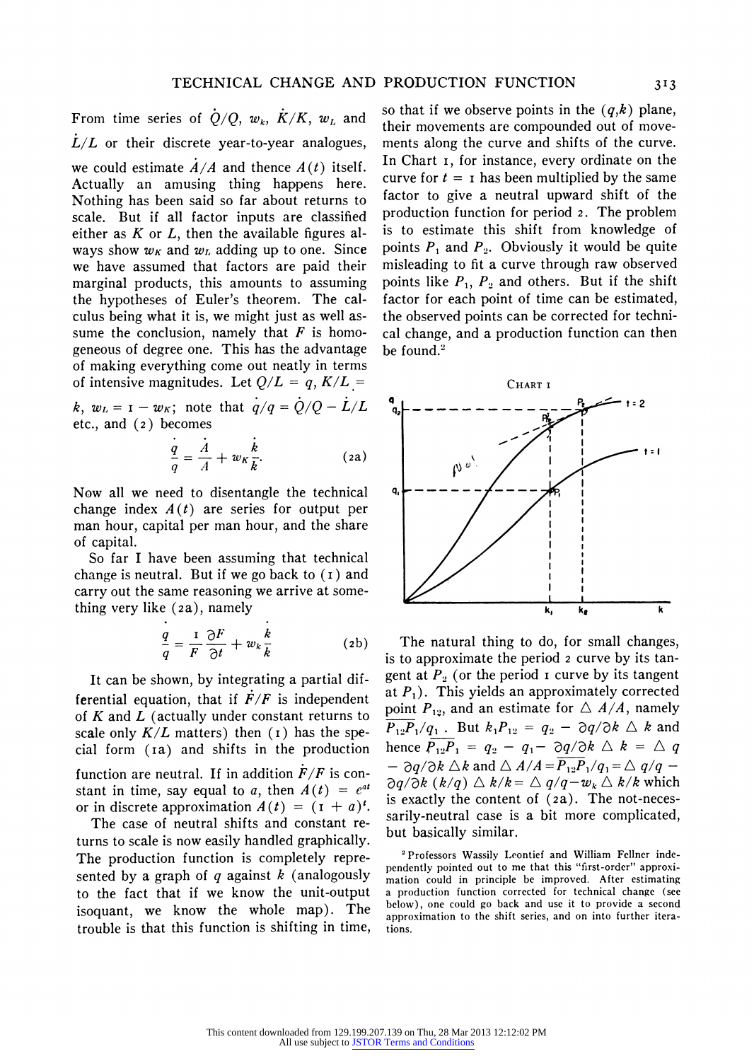From time series of $\dot{Q}/Q$, $w_k$, $\dot{K}/K$, $w_L$ and $\dot{L}/L$ or their discrete year-to-year analogues, we could estimate $\dot{A}/A$ and thence $A(t)$ itself. Actually an amusing thing happens here. Nothing has been said so far about returns to scale. But if all factor inputs are classified either as $K$ or $L$, then the available figures always show $w_K$ and $w_L$ adding up to one. Since we have assumed that factors are paid their marginal products, this amounts to assuming the hypotheses of Euler's theorem. The calculus being what it is, we might just as well assume the conclusion, namely that $F$ is homogeneous of degree one. This has the advantage of making everything come out neatly in terms of intensive magnitudes. Let $Q/L = q$, $K/L = k$, $w_L = 1 - w_K$; note that $\dot{q}/q = \dot{Q}/Q - \dot{L}/L$ etc., and (2) becomes

$$\frac{\dot{q}}{q} = \frac{\dot{A}}{A} + w_K \frac{\dot{k}}{k}. \tag{2a}$$

Now all we need to disentangle the technical change index $A(t)$ are series for output per man hour, capital per man hour, and the share of capital.

So far I have been assuming that technical change is neutral. But if we go back to (1) and carry out the same reasoning we arrive at something very like (2a), namely

$$\frac{\dot{q}}{q} = \frac{1}{F}\frac{\partial F}{\partial t} + w_k \frac{\dot{k}}{k} \tag{2b}$$

It can be shown, by integrating a partial differential equation, that if $\dot{F}/F$ is independent of $K$ and $L$ (actually under constant returns to scale only $K/L$ matters) then (1) has the special form (1a) and shifts in the production function are neutral. If in addition $\dot{F}/F$ is constant in time, say equal to $a$, then $A(t) = e^{at}$ or in discrete approximation $A(t) = (1 + a)^t$.

The case of neutral shifts and constant returns to scale is now easily handled graphically. The production function is completely represented by a graph of $q$ against $k$ (analogously to the fact that if we know the unit-output isoquant, we know the whole map). The trouble is that this function is shifting in time, so that if we observe points in the $(q,k)$ plane, their movements are compounded out of movements along the curve and shifts of the curve. In Chart 1, for instance, every ordinate on the curve for $t = 1$ has been multiplied by the same factor to give a neutral upward shift of the production function for period 2. The problem is to estimate this shift from knowledge of points $P_1$ and $P_2$. Obviously it would be quite misleading to fit a curve through raw observed points like $P_1$, $P_2$ and others. But if the shift factor for each point of time can be estimated, the observed points can be corrected for technical change, and a production function can then be found.[2]

CHART 1

The natural thing to do, for small changes, is to approximate the period 2 curve by its tangent at $P_2$ (or the period 1 curve by its tangent at $P_1$). This yields an approximately corrected point $P_{12}$, and an estimate for $\Delta A/A$, namely $\overline{P_{12}P_1}/q_1$. But $k_1P_{12} = q_2 - \partial q/\partial k \,\Delta\, k$ and hence $\overline{P_{12}P_1} = q_2 - q_1 - \partial q/\partial k \,\Delta\, k = \Delta\, q - \partial q/\partial k \,\Delta k$ and $\Delta A/A = \overline{P_{12}P_1}/q_1 = \Delta\, q/q - \partial q/\partial k\ (k/q)\,\Delta\, k/k = \Delta\, q/q - w_k \,\Delta\, k/k$ which is exactly the content of (2a). The not-necessarily-neutral case is a bit more complicated, but basically similar.

[2] Professors Wassily Leontief and William Fellner independently pointed out to me that this "first-order" approximation could in principle be improved. After estimating a production function corrected for technical change (see below), one could go back and use it to provide a second approximation to the shift series, and on into further iterations.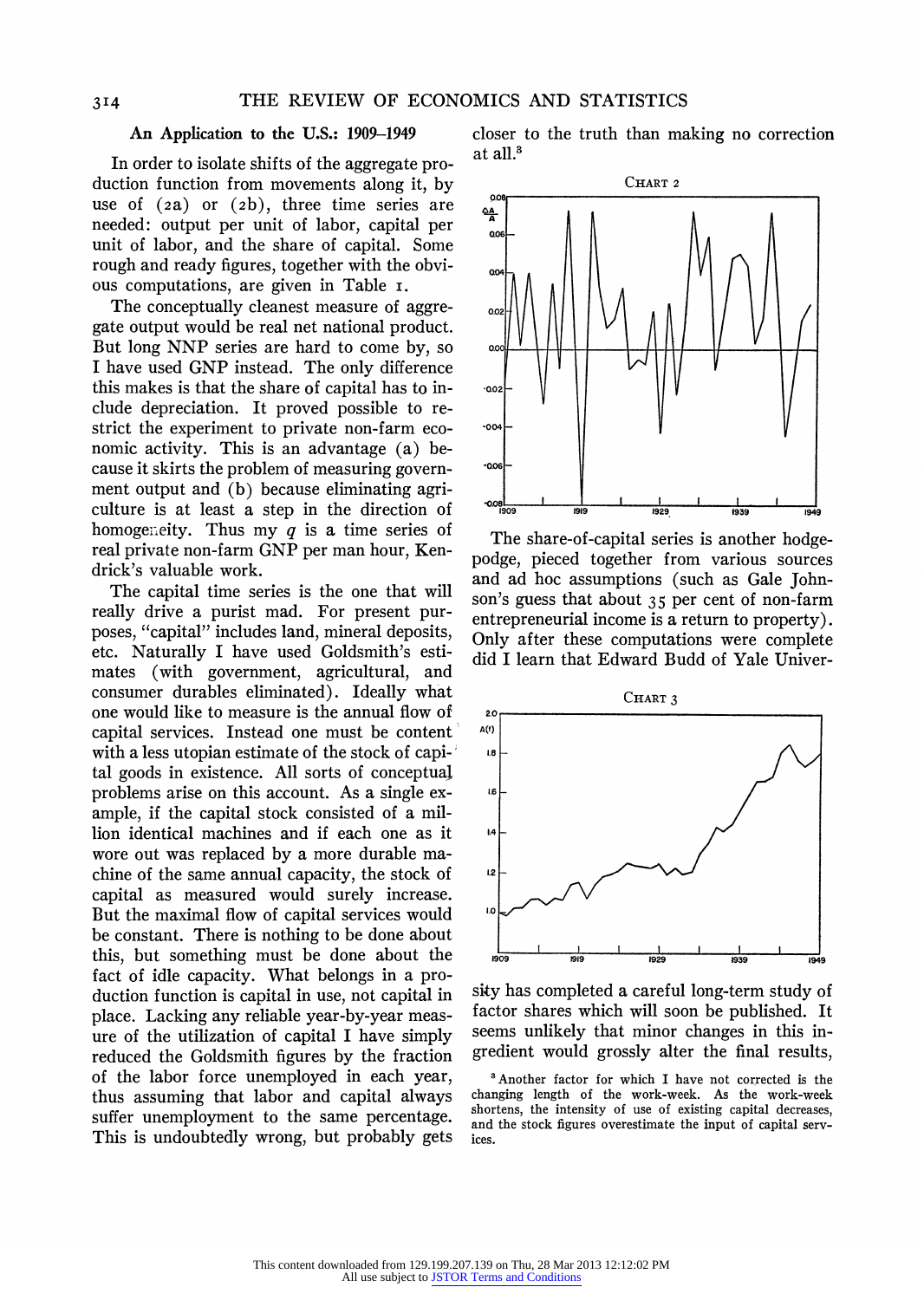### An Application to the U.S.: 1909–1949

In order to isolate shifts of the aggregate production function from movements along it, by use of (2a) or (2b), three time series are needed: output per unit of labor, capital per unit of labor, and the share of capital. Some rough and ready figures, together with the obvious computations, are given in Table 1.

The conceptually cleanest measure of aggregate output would be real net national product. But long NNP series are hard to come by, so I have used GNP instead. The only difference this makes is that the share of capital has to include depreciation. It proved possible to restrict the experiment to private non-farm economic activity. This is an advantage (a) because it skirts the problem of measuring government output and (b) because eliminating agriculture is at least a step in the direction of homogeneity. Thus my $q$ is a time series of real private non-farm GNP per man hour, Kendrick's valuable work.

The capital time series is the one that will really drive a purist mad. For present purposes, "capital" includes land, mineral deposits, etc. Naturally I have used Goldsmith's estimates (with government, agricultural, and consumer durables eliminated). Ideally what one would like to measure is the annual flow of capital services. Instead one must be content with a less utopian estimate of the stock of capital goods in existence. All sorts of conceptual problems arise on this account. As a single example, if the capital stock consisted of a million identical machines and if each one as it wore out was replaced by a more durable machine of the same annual capacity, the stock of capital as measured would surely increase. But the maximal flow of capital services would be constant. There is nothing to be done about this, but something must be done about the fact of idle capacity. What belongs in a production function is capital in use, not capital in place. Lacking any reliable year-by-year measure of the utilization of capital I have simply reduced the Goldsmith figures by the fraction of the labor force unemployed in each year, thus assuming that labor and capital always suffer unemployment to the same percentage. This is undoubtedly wrong, but probably gets closer to the truth than making no correction at all.[3]

CHART 2

CHART 3

The share-of-capital series is another hodgepodge, pieced together from various sources and ad hoc assumptions (such as Gale Johnson's guess that about 35 per cent of non-farm entrepreneurial income is a return to property). Only after these computations were complete did I learn that Edward Budd of Yale University has completed a careful long-term study of factor shares which will soon be published. It seems unlikely that minor changes in this ingredient would grossly alter the final results,

[3] Another factor for which I have not corrected is the changing length of the work-week. As the work-week shortens, the intensity of use of existing capital decreases, and the stock figures overestimate the input of capital services.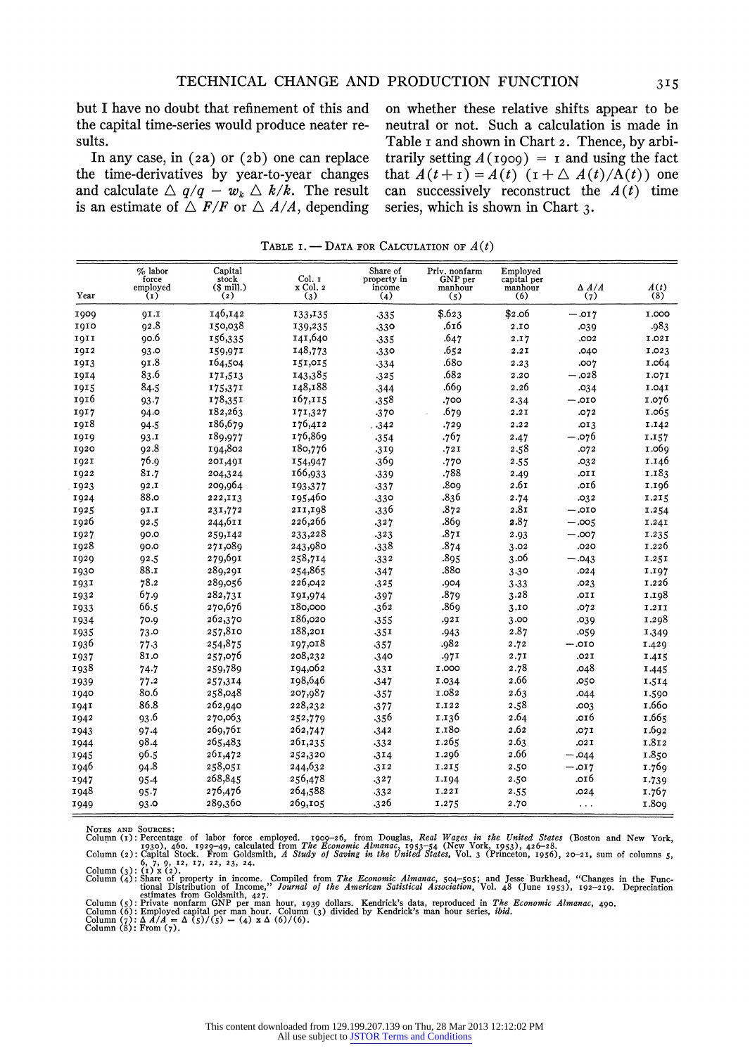but I have no doubt that refinement of this and the capital time-series would produce neater results.

In any case, in (2a) or (2b) one can replace the time-derivatives by year-to-year changes and calculate $\Delta\, q/q - w_k\, \Delta\, k/k$. The result is an estimate of $\Delta\, F/F$ or $\Delta\, A/A$, depending on whether these relative shifts appear to be neutral or not. Such a calculation is made in Table 1 and shown in Chart 2. Thence, by arbitrarily setting $A(1909) = 1$ and using the fact that $A(t+1) = A(t)\ (1 + \Delta\ A(t)/A(t))$ one can successively reconstruct the $A(t)$ time series, which is shown in Chart 3.

TABLE 1. — DATA FOR CALCULATION OF $A(t)$

| Year | % labor force employed (1) | Capital stock ($ mill.) (2) | Col. 1 x Col. 2 (3) | Share of property in income (4) | Priv. nonfarm GNP per manhour (5) | Employed capital per manhour (6) | $\Delta A/A$ (7) | $A(t)$ (8) |
|---|---|---|---|---|---|---|---|---|
| 1909 | 91.1 | 146,142 | 133,135 | .335 | $.623 | $2.06 | −.017 | 1.000 |
| 1910 | 92.8 | 150,038 | 139,235 | .330 | .616 | 2.10 | .039 | .983 |
| 1911 | 90.6 | 156,335 | 141,640 | .335 | .647 | 2.17 | .002 | 1.021 |
| 1912 | 93.0 | 159,971 | 148,773 | .330 | .652 | 2.21 | .040 | 1.023 |
| 1913 | 91.8 | 164,504 | 151,015 | .334 | .680 | 2.23 | .007 | 1.064 |
| 1914 | 83.6 | 171,513 | 143,385 | .325 | .682 | 2.20 | −.028 | 1.071 |
| 1915 | 84.5 | 175,371 | 148,188 | .344 | .669 | 2.26 | .034 | 1.041 |
| 1916 | 93.7 | 178,351 | 167,115 | .358 | .700 | 2.34 | −.010 | 1.076 |
| 1917 | 94.0 | 182,263 | 171,327 | .370 | .679 | 2.21 | .072 | 1.065 |
| 1918 | 94.5 | 186,679 | 176,412 | .342 | .729 | 2.22 | .013 | 1.142 |
| 1919 | 93.1 | 189,977 | 176,869 | .354 | .767 | 2.47 | −.076 | 1.157 |
| 1920 | 92.8 | 194,802 | 180,776 | .319 | .721 | 2.58 | .072 | 1.069 |
| 1921 | 76.9 | 201,491 | 154,947 | .369 | .770 | 2.55 | .032 | 1.146 |
| 1922 | 81.7 | 204,324 | 166,933 | .339 | .788 | 2.49 | .011 | 1.183 |
| 1923 | 92.1 | 209,964 | 193,377 | .337 | .809 | 2.61 | .016 | 1.196 |
| 1924 | 88.0 | 222,113 | 195,460 | .330 | .836 | 2.74 | .032 | 1.215 |
| 1925 | 91.1 | 231,772 | 211,198 | .336 | .872 | 2.81 | −.010 | 1.254 |
| 1926 | 92.5 | 244,611 | 226,266 | .327 | .869 | 2.87 | −.005 | 1.241 |
| 1927 | 90.0 | 259,142 | 233,228 | .323 | .871 | 2.93 | −.007 | 1.235 |
| 1928 | 90.0 | 271,089 | 243,980 | .338 | .874 | 3.02 | .020 | 1.226 |
| 1929 | 92.5 | 279,691 | 258,714 | .332 | .895 | 3.06 | −.043 | 1.251 |
| 1930 | 88.1 | 289,291 | 254,865 | .347 | .880 | 3.30 | .024 | 1.197 |
| 1931 | 78.2 | 289,056 | 226,042 | .325 | .904 | 3.33 | .023 | 1.226 |
| 1932 | 67.9 | 282,731 | 191,974 | .397 | .879 | 3.28 | .011 | 1.198 |
| 1933 | 66.5 | 270,676 | 180,000 | .362 | .869 | 3.10 | .072 | 1.211 |
| 1934 | 70.9 | 262,370 | 186,020 | .355 | .921 | 3.00 | .039 | 1.298 |
| 1935 | 73.0 | 257,810 | 188,201 | .351 | .943 | 2.87 | .059 | 1.349 |
| 1936 | 77.3 | 254,875 | 197,018 | .357 | .982 | 2.72 | −.010 | 1.429 |
| 1937 | 81.0 | 257,076 | 208,232 | .340 | .971 | 2.71 | .021 | 1.415 |
| 1938 | 74.7 | 259,789 | 194,062 | .331 | 1.000 | 2.78 | .048 | 1.445 |
| 1939 | 77.2 | 257,314 | 198,646 | .347 | 1.034 | 2.66 | .050 | 1.514 |
| 1940 | 80.6 | 258,048 | 207,987 | .357 | 1.082 | 2.63 | .044 | 1.590 |
| 1941 | 86.8 | 262,940 | 228,232 | .377 | 1.122 | 2.58 | .003 | 1.660 |
| 1942 | 93.6 | 270,063 | 252,779 | .356 | 1.136 | 2.64 | .016 | 1.665 |
| 1943 | 97.4 | 269,761 | 262,747 | .342 | 1.180 | 2.62 | .071 | 1.692 |
| 1944 | 98.4 | 265,483 | 261,235 | .332 | 1.265 | 2.63 | .021 | 1.812 |
| 1945 | 96.5 | 261,472 | 252,320 | .314 | 1.296 | 2.66 | −.044 | 1.850 |
| 1946 | 94.8 | 258,051 | 244,632 | .312 | 1.215 | 2.50 | −.017 | 1.769 |
| 1947 | 95.4 | 268,845 | 256,478 | .327 | 1.194 | 2.50 | .016 | 1.739 |
| 1948 | 95.7 | 276,476 | 264,588 | .332 | 1.221 | 2.55 | .024 | 1.767 |
| 1949 | 93.0 | 289,360 | 269,105 | .326 | 1.275 | 2.70 | ... | 1.809 |

NOTES AND SOURCES:
Column (1): Percentage of labor force employed. 1909–26, from Douglas, *Real Wages in the United States* (Boston and New York, 1930), 460. 1929–49, calculated from *The Economic Almanac*, 1953–54 (New York, 1953), 426–28.
Column (2): Capital Stock. From Goldsmith, *A Study of Saving in the United States*, Vol. 3 (Princeton, 1956), 20–21, sum of columns 5, 6, 7, 9, 12, 17, 22, 23, 24.
Column (3): (1) x (2).
Column (4): Share of property in income. Compiled from *The Economic Almanac*, 504–505; and Jesse Burkhead, "Changes in the Functional Distribution of Income," *Journal of the American Satistical Association*, Vol. 48 (June 1953), 192–219. Depreciation estimates from Goldsmith, 427.
Column (5): Private nonfarm GNP per man hour, 1939 dollars. Kendrick's data, reproduced in *The Economic Almanac*, 490.
Column (6): Employed capital per man hour. Column (3) divided by Kendrick's man hour series, *ibid*.
Column (7): $\Delta A/A = \Delta(5)/(5) - (4) \times \Delta(6)/(6)$.
Column (8): From (7).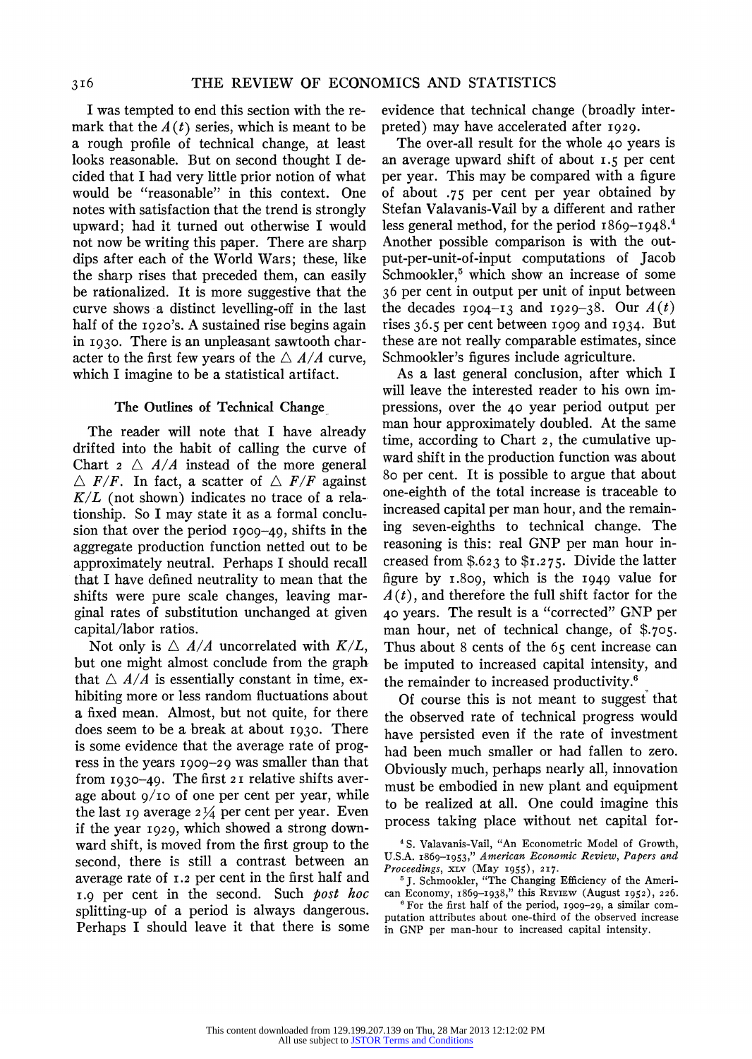I was tempted to end this section with the remark that the $A(t)$ series, which is meant to be a rough profile of technical change, at least looks reasonable. But on second thought I decided that I had very little prior notion of what would be "reasonable" in this context. One notes with satisfaction that the trend is strongly upward; had it turned out otherwise I would not now be writing this paper. There are sharp dips after each of the World Wars; these, like the sharp rises that preceded them, can easily be rationalized. It is more suggestive that the curve shows a distinct levelling-off in the last half of the 1920's. A sustained rise begins again in 1930. There is an unpleasant sawtooth character to the first few years of the $\triangle A/A$ curve, which I imagine to be a statistical artifact.

### The Outlines of Technical Change

The reader will note that I have already drifted into the habit of calling the curve of Chart 2 $\triangle A/A$ instead of the more general $\triangle F/F$. In fact, a scatter of $\triangle F/F$ against $K/L$ (not shown) indicates no trace of a relationship. So I may state it as a formal conclusion that over the period 1909–49, shifts in the aggregate production function netted out to be approximately neutral. Perhaps I should recall that I have defined neutrality to mean that the shifts were pure scale changes, leaving marginal rates of substitution unchanged at given capital/labor ratios.

Not only is $\triangle A/A$ uncorrelated with $K/L$, but one might almost conclude from the graph that $\triangle A/A$ is essentially constant in time, exhibiting more or less random fluctuations about a fixed mean. Almost, but not quite, for there does seem to be a break at about 1930. There is some evidence that the average rate of progress in the years 1909–29 was smaller than that from 1930–49. The first 21 relative shifts average about 9/10 of one per cent per year, while the last 19 average 2¼ per cent per year. Even if the year 1929, which showed a strong downward shift, is moved from the first group to the second, there is still a contrast between an average rate of 1.2 per cent in the first half and 1.9 per cent in the second. Such *post hoc* splitting-up of a period is always dangerous. Perhaps I should leave it that there is some evidence that technical change (broadly interpreted) may have accelerated after 1929.

The over-all result for the whole 40 years is an average upward shift of about 1.5 per cent per year. This may be compared with a figure of about .75 per cent per year obtained by Stefan Valavanis-Vail by a different and rather less general method, for the period 1869–1948.[4] Another possible comparison is with the output-per-unit-of-input computations of Jacob Schmookler,[5] which show an increase of some 36 per cent in output per unit of input between the decades 1904–13 and 1929–38. Our $A(t)$ rises 36.5 per cent between 1909 and 1934. But these are not really comparable estimates, since Schmookler's figures include agriculture.

As a last general conclusion, after which I will leave the interested reader to his own impressions, over the 40 year period output per man hour approximately doubled. At the same time, according to Chart 2, the cumulative upward shift in the production function was about 80 per cent. It is possible to argue that about one-eighth of the total increase is traceable to increased capital per man hour, and the remaining seven-eighths to technical change. The reasoning is this: real GNP per man hour increased from \$.623 to \$1.275. Divide the latter figure by 1.809, which is the 1949 value for $A(t)$, and therefore the full shift factor for the 40 years. The result is a "corrected" GNP per man hour, net of technical change, of \$.705. Thus about 8 cents of the 65 cent increase can be imputed to increased capital intensity, and the remainder to increased productivity.[6]

Of course this is not meant to suggest that the observed rate of technical progress would have persisted even if the rate of investment had been much smaller or had fallen to zero. Obviously much, perhaps nearly all, innovation must be embodied in new plant and equipment to be realized at all. One could imagine this process taking place without net capital for-

---

[4] S. Valavanis-Vail, "An Econometric Model of Growth, U.S.A. 1869–1953," *American Economic Review, Papers and Proceedings*, XLV (May 1955), 217.

[5] J. Schmookler, "The Changing Efficiency of the American Economy, 1869–1938," this REVIEW (August 1952), 226.

[6] For the first half of the period, 1909–29, a similar computation attributes about one-third of the observed increase in GNP per man-hour to increased capital intensity.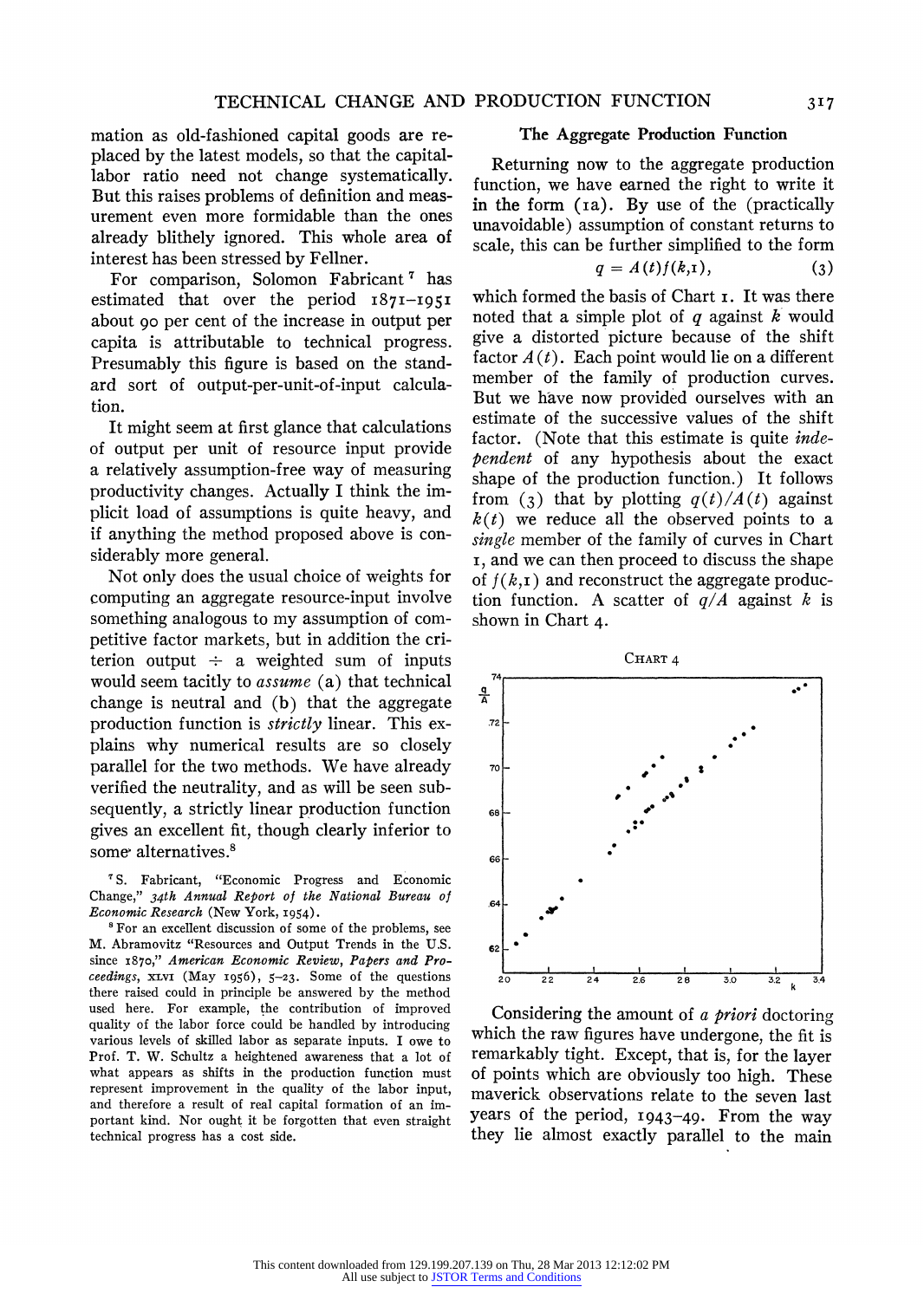mation as old-fashioned capital goods are replaced by the latest models, so that the capital-labor ratio need not change systematically. But this raises problems of definition and measurement even more formidable than the ones already blithely ignored. This whole area of interest has been stressed by Fellner.

For comparison, Solomon Fabricant[7] has estimated that over the period 1871–1951 about 90 per cent of the increase in output per capita is attributable to technical progress. Presumably this figure is based on the standard sort of output-per-unit-of-input calculation.

It might seem at first glance that calculations of output per unit of resource input provide a relatively assumption-free way of measuring productivity changes. Actually I think the implicit load of assumptions is quite heavy, and if anything the method proposed above is considerably more general.

Not only does the usual choice of weights for computing an aggregate resource-input involve something analogous to my assumption of competitive factor markets, but in addition the criterion output ÷ a weighted sum of inputs would seem tacitly to *assume* (a) that technical change is neutral and (b) that the aggregate production function is *strictly* linear. This explains why numerical results are so closely parallel for the two methods. We have already verified the neutrality, and as will be seen subsequently, a strictly linear production function gives an excellent fit, though clearly inferior to some alternatives.[8]

[7] S. Fabricant, "Economic Progress and Economic Change," *34th Annual Report of the National Bureau of Economic Research* (New York, 1954).

[8] For an excellent discussion of some of the problems, see M. Abramovitz "Resources and Output Trends in the U.S. since 1870," *American Economic Review, Papers and Proceedings*, XLVI (May 1956), 5–23. Some of the questions there raised could in principle be answered by the method used here. For example, the contribution of improved quality of the labor force could be handled by introducing various levels of skilled labor as separate inputs. I owe to Prof. T. W. Schultz a heightened awareness that a lot of what appears as shifts in the production function must represent improvement in the quality of the labor input, and therefore a result of real capital formation of an important kind. Nor ought it be forgotten that even straight technical progress has a cost side.

## The Aggregate Production Function

Returning now to the aggregate production function, we have earned the right to write it in the form (1a). By use of the (practically unavoidable) assumption of constant returns to scale, this can be further simplified to the form

$$q = A(t)f(k,1), \qquad (3)$$

which formed the basis of Chart 1. It was there noted that a simple plot of $q$ against $k$ would give a distorted picture because of the shift factor $A(t)$. Each point would lie on a different member of the family of production curves. But we have now provided ourselves with an estimate of the successive values of the shift factor. (Note that this estimate is quite *independent* of any hypothesis about the exact shape of the production function.) It follows from (3) that by plotting $q(t)/A(t)$ against $k(t)$ we reduce all the observed points to a *single* member of the family of curves in Chart 1, and we can then proceed to discuss the shape of $f(k,1)$ and reconstruct the aggregate production function. A scatter of $q/A$ against $k$ is shown in Chart 4.

CHART 4

q/A

.74
.72
.70
.68
.66
.64
.62

2.0 2.2 2.4 2.6 2.8 3.0 3.2 3.4

k

Considering the amount of *a priori* doctoring which the raw figures have undergone, the fit is remarkably tight. Except, that is, for the layer of points which are obviously too high. These maverick observations relate to the seven last years of the period, 1943–49. From the way they lie almost exactly parallel to the main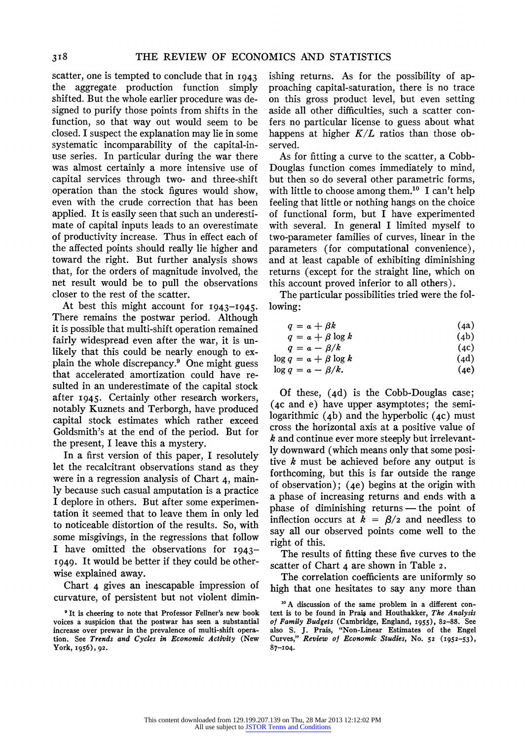scatter, one is tempted to conclude that in 1943 the aggregate production function simply shifted. But the whole earlier procedure was designed to purify those points from shifts in the function, so that way out would seem to be closed. I suspect the explanation may lie in some systematic incomparability of the capital-in-use series. In particular during the war there was almost certainly a more intensive use of capital services through two- and three-shift operation than the stock figures would show, even with the crude correction that has been applied. It is easily seen that such an underestimate of capital inputs leads to an overestimate of productivity increase. Thus in effect each of the affected points should really lie higher and toward the right. But further analysis shows that, for the orders of magnitude involved, the net result would be to pull the observations closer to the rest of the scatter.

At best this might account for 1943–1945. There remains the postwar period. Although it is possible that multi-shift operation remained fairly widespread even after the war, it is unlikely that this could be nearly enough to explain the whole discrepancy.[9] One might guess that accelerated amortization could have resulted in an underestimate of the capital stock after 1945. Certainly other research workers, notably Kuznets and Terborgh, have produced capital stock estimates which rather exceed Goldsmith's at the end of the period. But for the present, I leave this a mystery.

In a first version of this paper, I resolutely let the recalcitrant observations stand as they were in a regression analysis of Chart 4, mainly because such casual amputation is a practice I deplore in others. But after some experimentation it seemed that to leave them in only led to noticeable distortion of the results. So, with some misgivings, in the regressions that follow I have omitted the observations for 1943–1949. It would be better if they could be otherwise explained away.

Chart 4 gives an inescapable impression of curvature, of persistent but not violent diminishing returns. As for the possibility of approaching capital-saturation, there is no trace on this gross product level, but even setting aside all other difficulties, such a scatter confers no particular license to guess about what happens at higher $K/L$ ratios than those observed.

As for fitting a curve to the scatter, a Cobb-Douglas function comes immediately to mind, but then so do several other parametric forms, with little to choose among them.[10] I can't help feeling that little or nothing hangs on the choice of functional form, but I have experimented with several. In general I limited myself to two-parameter families of curves, linear in the parameters (for computational convenience), and at least capable of exhibiting diminishing returns (except for the straight line, which on this account proved inferior to all others).

The particular possibilities tried were the following:

$$q = \alpha + \beta k \tag{4a}$$

$$q = \alpha + \beta \log k \tag{4b}$$

$$q = \alpha - \beta / k \tag{4c}$$

$$\log q = \alpha + \beta \log k \tag{4d}$$

$$\log q = \alpha - \beta / k. \tag{4e}$$

Of these, (4d) is the Cobb-Douglas case; (4c and e) have upper asymptotes; the semilogarithmic (4b) and the hyperbolic (4c) must cross the horizontal axis at a positive value of $k$ and continue ever more steeply but irrelevantly downward (which means only that some positive $k$ must be achieved before any output is forthcoming, but this is far outside the range of observation); (4e) begins at the origin with a phase of increasing returns and ends with a phase of diminishing returns — the point of inflection occurs at $k = \beta/2$ and needless to say all our observed points come well to the right of this.

The results of fitting these five curves to the scatter of Chart 4 are shown in Table 2.

The correlation coefficients are uniformly so high that one hesitates to say any more than

[9] It is cheering to note that Professor Fellner's new book voices a suspicion that the postwar has seen a substantial increase over prewar in the prevalence of multi-shift operation. See *Trends and Cycles in Economic Activity* (New York, 1956), 92.

[10] A discussion of the same problem in a different context is to be found in Prais and Houthakker, *The Analysis of Family Budgets* (Cambridge, England, 1955), 82–88. See also S. J. Prais, "Non-Linear Estimates of the Engel Curves," *Review of Economic Studies*, No. 52 (1952–53), 87–104.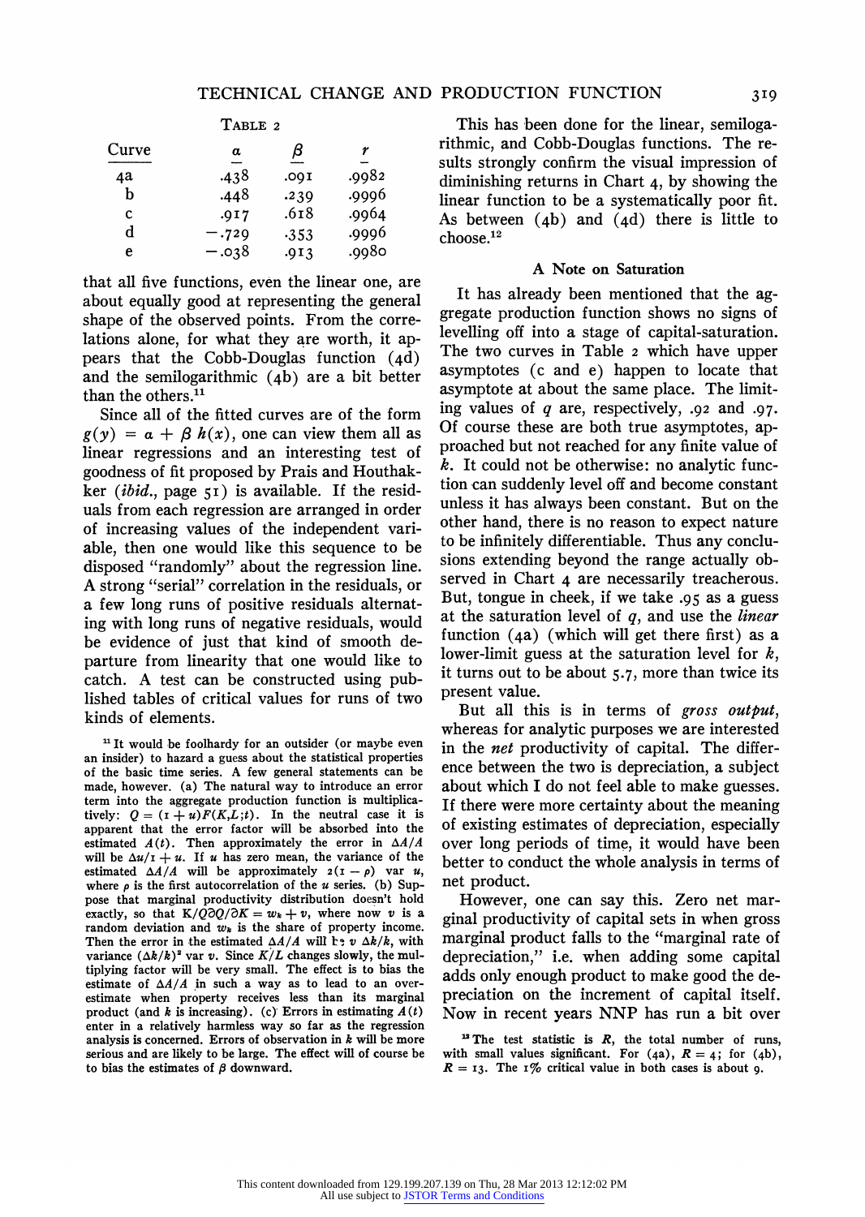TABLE 2

| Curve | $\alpha$ | $\beta$ | $r$ |
|---|---|---|---|
| 4a | .438 | .091 | .9982 |
| b | .448 | .239 | .9996 |
| c | .917 | .618 | .9964 |
| d | −.729 | .353 | .9996 |
| e | −.038 | .913 | .9980 |

that all five functions, even the linear one, are about equally good at representing the general shape of the observed points. From the correlations alone, for what they are worth, it appears that the Cobb-Douglas function (4d) and the semilogarithmic (4b) are a bit better than the others.[11]

Since all of the fitted curves are of the form $g(y) = \alpha + \beta\, h(x)$, one can view them all as linear regressions and an interesting test of goodness of fit proposed by Prais and Houthakker (*ibid.*, page 51) is available. If the residuals from each regression are arranged in order of increasing values of the independent variable, then one would like this sequence to be disposed "randomly" about the regression line. A strong "serial" correlation in the residuals, or a few long runs of positive residuals alternating with long runs of negative residuals, would be evidence of just that kind of smooth departure from linearity that one would like to catch. A test can be constructed using published tables of critical values for runs of two kinds of elements.

This has been done for the linear, semilogarithmic, and Cobb-Douglas functions. The results strongly confirm the visual impression of diminishing returns in Chart 4, by showing the linear function to be a systematically poor fit. As between (4b) and (4d) there is little to choose.[12]

### A Note on Saturation

It has already been mentioned that the aggregate production function shows no signs of levelling off into a stage of capital-saturation. The two curves in Table 2 which have upper asymptotes (c and e) happen to locate that asymptote at about the same place. The limiting values of $q$ are, respectively, .92 and .97. Of course these are both true asymptotes, approached but not reached for any finite value of $k$. It could not be otherwise: no analytic function can suddenly level off and become constant unless it has always been constant. But on the other hand, there is no reason to expect nature to be infinitely differentiable. Thus any conclusions extending beyond the range actually observed in Chart 4 are necessarily treacherous. But, tongue in cheek, if we take .95 as a guess at the saturation level of $q$, and use the *linear* function (4a) (which will get there first) as a lower-limit guess at the saturation level for $k$, it turns out to be about 5.7, more than twice its present value.

But all this is in terms of *gross output*, whereas for analytic purposes we are interested in the *net* productivity of capital. The difference between the two is depreciation, a subject about which I do not feel able to make guesses. If there were more certainty about the meaning of existing estimates of depreciation, especially over long periods of time, it would have been better to conduct the whole analysis in terms of net product.

However, one can say this. Zero net marginal productivity of capital sets in when gross marginal product falls to the "marginal rate of depreciation," i.e. when adding some capital adds only enough product to make good the depreciation on the increment of capital itself. Now in recent years NNP has run a bit over

[11] It would be foolhardy for an outsider (or maybe even an insider) to hazard a guess about the statistical properties of the basic time series. A few general statements can be made, however. (a) The natural way to introduce an error term into the aggregate production function is multiplicatively: $Q = (1 + u)F(K,L;t)$. In the neutral case it is apparent that the error factor will be absorbed into the estimated $A(t)$. Then approximately the error in $\Delta A/A$ will be $\Delta u/1 + u$. If $u$ has zero mean, the variance of the estimated $\Delta A/A$ will be approximately $2(1 - \rho)$ var $u$, where $\rho$ is the first autocorrelation of the $u$ series. (b) Suppose that marginal productivity distribution doesn't hold exactly, so that $K/Q\partial Q/\partial K = w_k + v$, where now $v$ is a random deviation and $w_k$ is the share of property income. Then the error in the estimated $\Delta A/A$ will be $v\ \Delta k/k$, with variance $(\Delta k/k)^2$ var $v$. Since $K/L$ changes slowly, the multiplying factor will be very small. The effect is to bias the estimate of $\Delta A/A$ in such a way as to lead to an overestimate when property receives less than its marginal product (and $k$ is increasing). (c) Errors in estimating $A(t)$ enter in a relatively harmless way so far as the regression analysis is concerned. Errors of observation in $k$ will be more serious and are likely to be large. The effect will of course be to bias the estimates of $\beta$ downward.

[12] The test statistic is $R$, the total number of runs, with small values significant. For (4a), $R = 4$; for (4b), $R = 13$. The 1% critical value in both cases is about 9.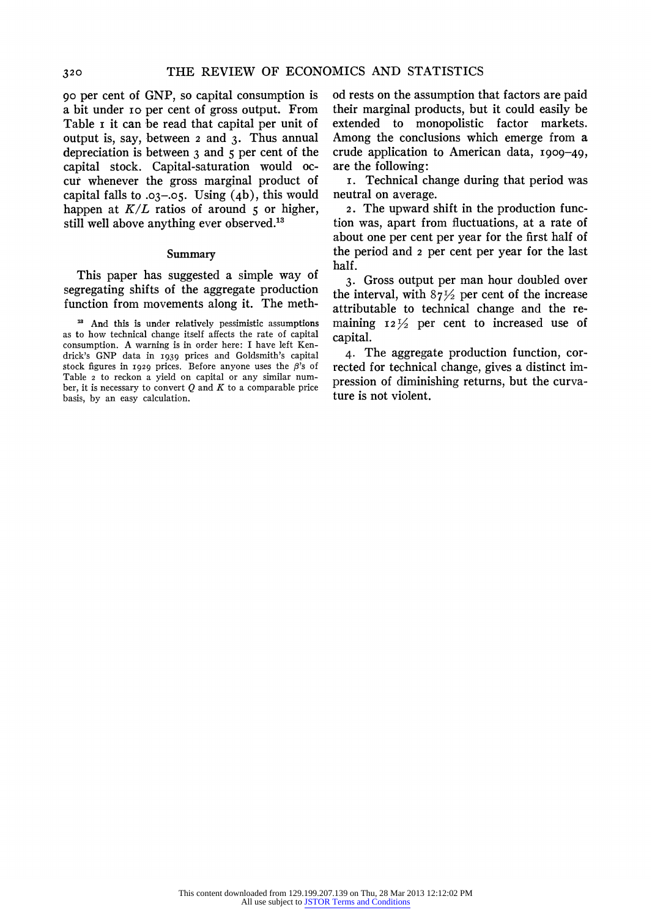90 per cent of GNP, so capital consumption is a bit under 10 per cent of gross output. From Table 1 it can be read that capital per unit of output is, say, between 2 and 3. Thus annual depreciation is between 3 and 5 per cent of the capital stock. Capital-saturation would occur whenever the gross marginal product of capital falls to .03–.05. Using (4b), this would happen at $K/L$ ratios of around 5 or higher, still well above anything ever observed.[13]

### Summary

This paper has suggested a simple way of segregating shifts of the aggregate production function from movements along it. The method rests on the assumption that factors are paid their marginal products, but it could easily be extended to monopolistic factor markets. Among the conclusions which emerge from a crude application to American data, 1909–49, are the following:

1. Technical change during that period was neutral on average.
2. The upward shift in the production function was, apart from fluctuations, at a rate of about one per cent per year for the first half of the period and 2 per cent per year for the last half.
3. Gross output per man hour doubled over the interval, with 87½ per cent of the increase attributable to technical change and the remaining 12½ per cent to increased use of capital.
4. The aggregate production function, corrected for technical change, gives a distinct impression of diminishing returns, but the curvature is not violent.

[13] And this is under relatively pessimistic assumptions as to how technical change itself affects the rate of capital consumption. A warning is in order here: I have left Kendrick's GNP data in 1939 prices and Goldsmith's capital stock figures in 1929 prices. Before anyone uses the $\beta$'s of Table 2 to reckon a yield on capital or any similar number, it is necessary to convert $Q$ and $K$ to a comparable price basis, by an easy calculation.